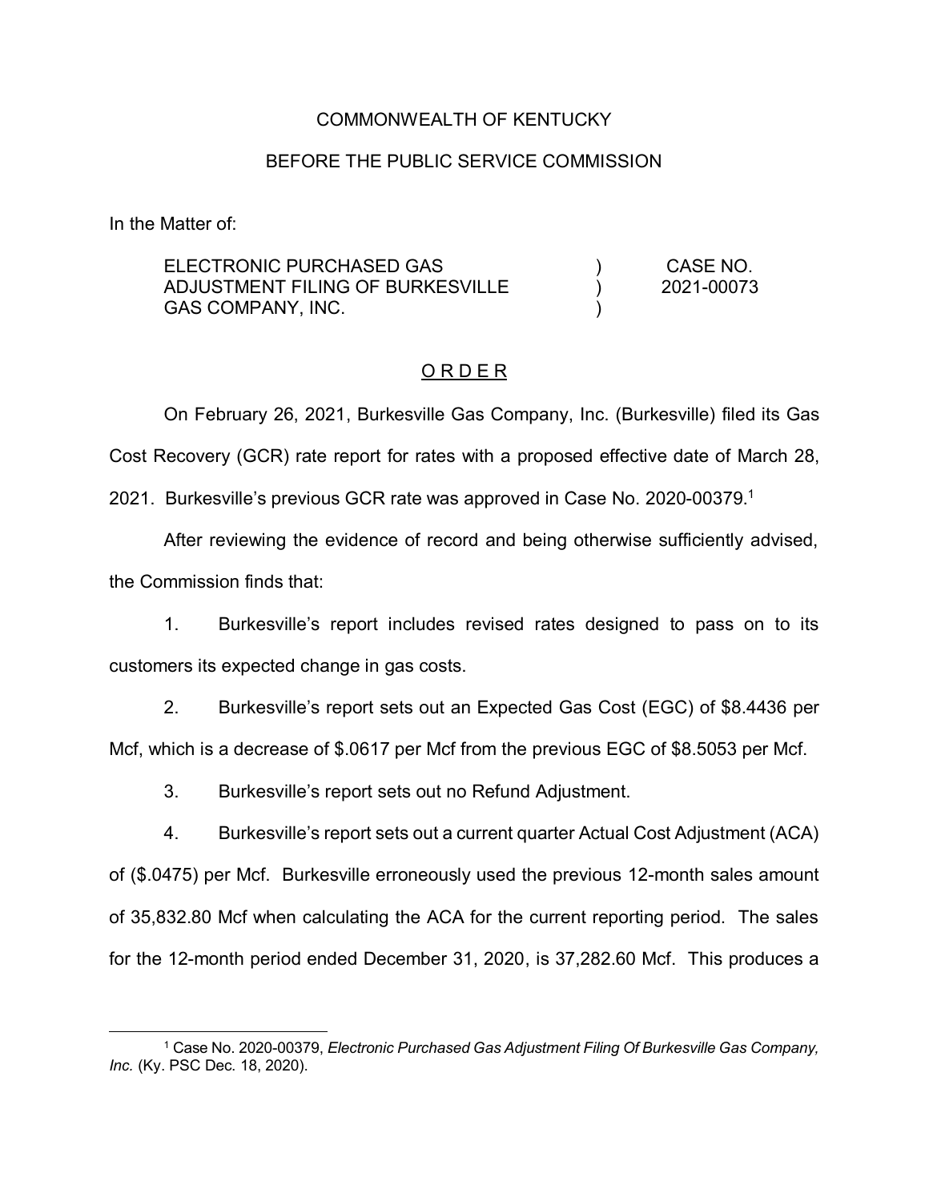COMMONWEALTH OF KENTUCKY

BEFORE THE PUBLIC SERVICE COMMISSION

In the Matter of:

| | | |
|---|---|---|
| ELECTRONIC PURCHASED GAS ADJUSTMENT FILING OF BURKESVILLE GAS COMPANY, INC. | ) ) ) | CASE NO. 2021-00073 |

## O R D E R

On February 26, 2021, Burkesville Gas Company, Inc. (Burkesville) filed its Gas Cost Recovery (GCR) rate report for rates with a proposed effective date of March 28, 2021. Burkesville's previous GCR rate was approved in Case No. 2020-00379.[1]

After reviewing the evidence of record and being otherwise sufficiently advised, the Commission finds that:

1. Burkesville's report includes revised rates designed to pass on to its customers its expected change in gas costs.

2. Burkesville's report sets out an Expected Gas Cost (EGC) of $8.4436 per Mcf, which is a decrease of $.0617 per Mcf from the previous EGC of $8.5053 per Mcf.

3. Burkesville's report sets out no Refund Adjustment.

4. Burkesville's report sets out a current quarter Actual Cost Adjustment (ACA) of ($.0475) per Mcf. Burkesville erroneously used the previous 12-month sales amount of 35,832.80 Mcf when calculating the ACA for the current reporting period. The sales for the 12-month period ended December 31, 2020, is 37,282.60 Mcf. This produces a

[1] Case No. 2020-00379, *Electronic Purchased Gas Adjustment Filing Of Burkesville Gas Company, Inc.* (Ky. PSC Dec. 18, 2020).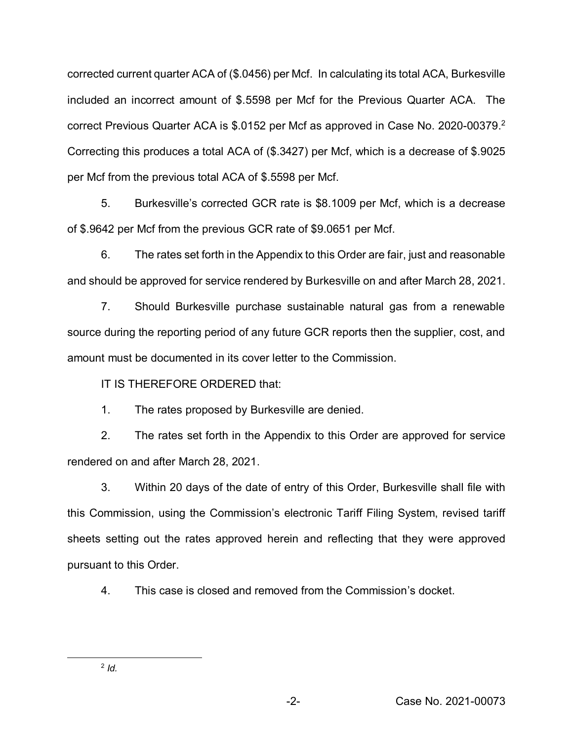corrected current quarter ACA of ($.0456) per Mcf. In calculating its total ACA, Burkesville included an incorrect amount of $.5598 per Mcf for the Previous Quarter ACA. The correct Previous Quarter ACA is $.0152 per Mcf as approved in Case No. 2020-00379.[2] Correcting this produces a total ACA of ($.3427) per Mcf, which is a decrease of $.9025 per Mcf from the previous total ACA of $.5598 per Mcf.

5. Burkesville's corrected GCR rate is $8.1009 per Mcf, which is a decrease of $.9642 per Mcf from the previous GCR rate of $9.0651 per Mcf.

6. The rates set forth in the Appendix to this Order are fair, just and reasonable and should be approved for service rendered by Burkesville on and after March 28, 2021.

7. Should Burkesville purchase sustainable natural gas from a renewable source during the reporting period of any future GCR reports then the supplier, cost, and amount must be documented in its cover letter to the Commission.

IT IS THEREFORE ORDERED that:

1. The rates proposed by Burkesville are denied.

2. The rates set forth in the Appendix to this Order are approved for service rendered on and after March 28, 2021.

3. Within 20 days of the date of entry of this Order, Burkesville shall file with this Commission, using the Commission's electronic Tariff Filing System, revised tariff sheets setting out the rates approved herein and reflecting that they were approved pursuant to this Order.

4. This case is closed and removed from the Commission's docket.

---

[2] *Id.*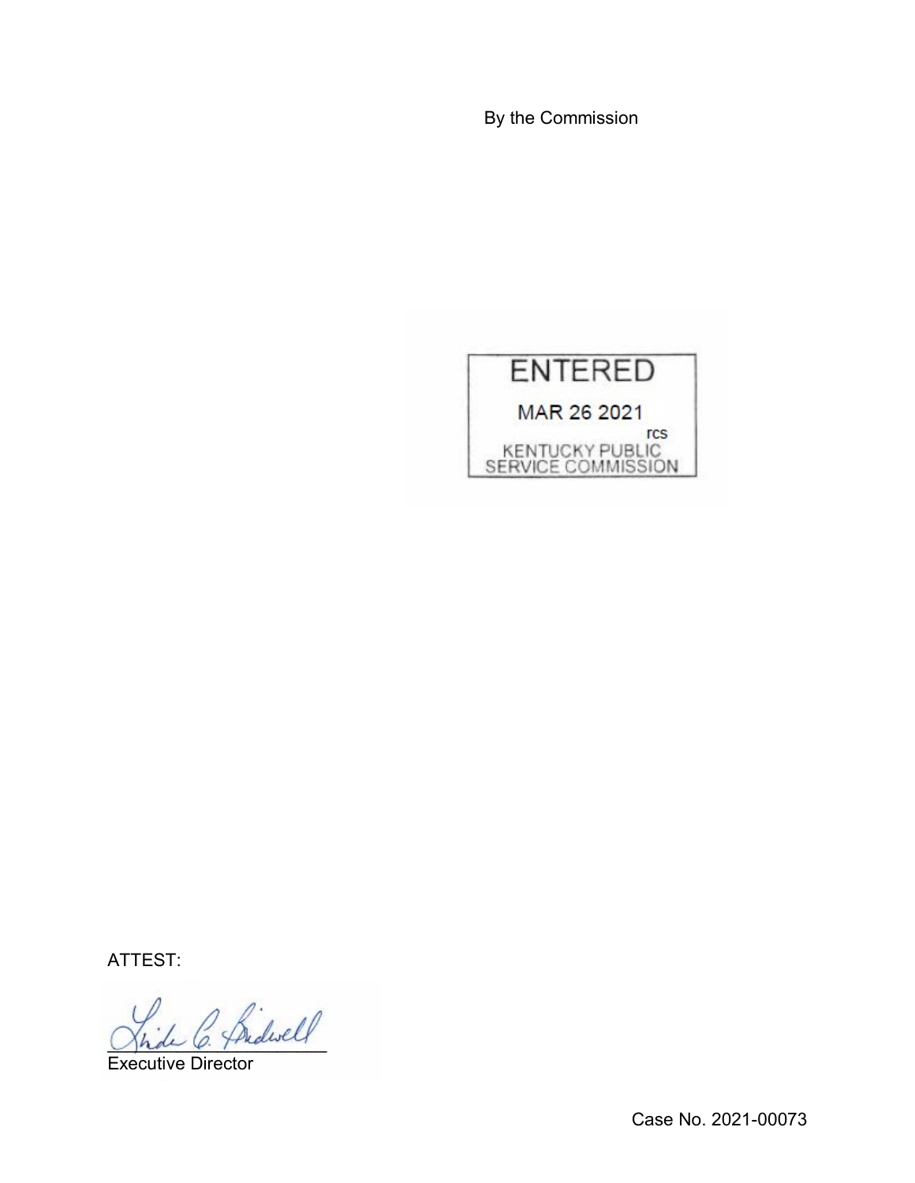By the Commission

ENTERED

MAR 26 2021

rcs

KENTUCKY PUBLIC SERVICE COMMISSION

ATTEST:

Executive Director

Case No. 2021-00073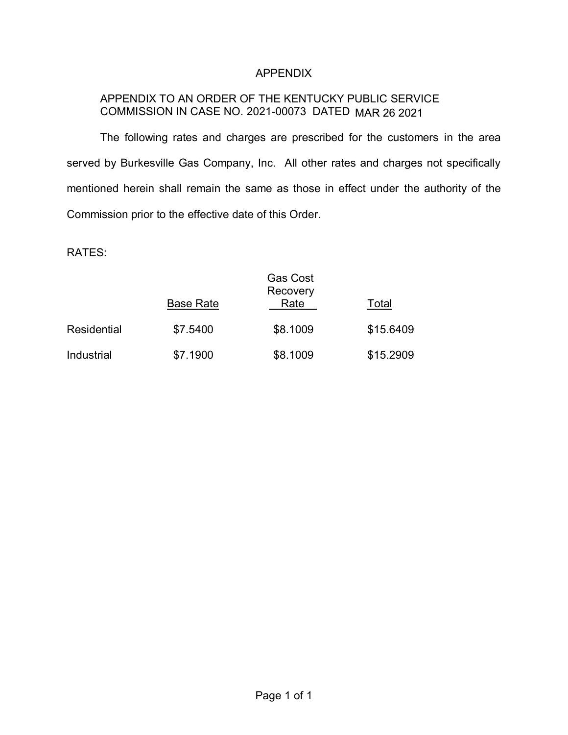# APPENDIX

APPENDIX TO AN ORDER OF THE KENTUCKY PUBLIC SERVICE COMMISSION IN CASE NO. 2021-00073 DATED MAR 26 2021

The following rates and charges are prescribed for the customers in the area served by Burkesville Gas Company, Inc. All other rates and charges not specifically mentioned herein shall remain the same as those in effect under the authority of the Commission prior to the effective date of this Order.

RATES:

| | Base Rate | Gas Cost Recovery Rate | Total |
|---|---|---|---|
| Residential | $7.5400 | $8.1009 | $15.6409 |
| Industrial | $7.1900 | $8.1009 | $15.2909 |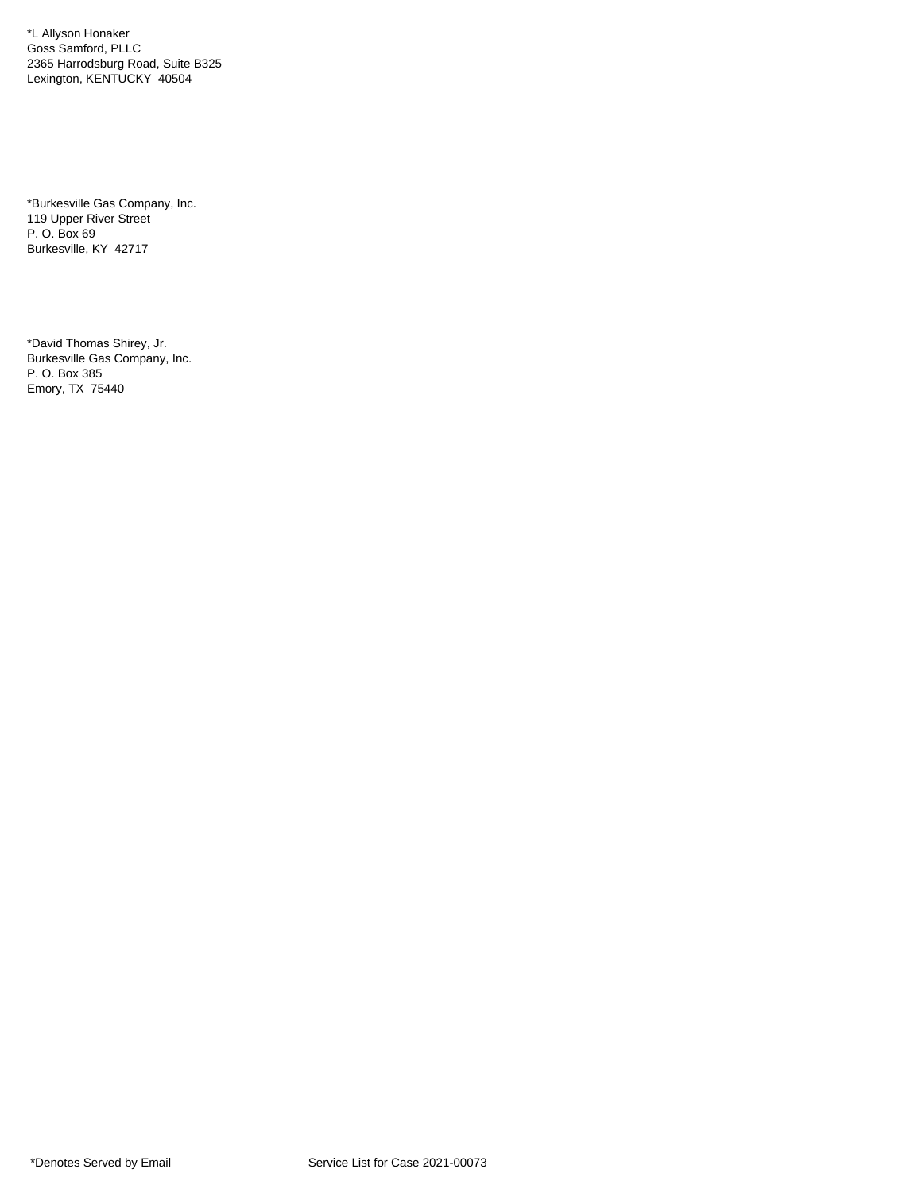*L Allyson Honaker
Goss Samford, PLLC
2365 Harrodsburg Road, Suite B325
Lexington, KENTUCKY  40504

*Burkesville Gas Company, Inc.
119 Upper River Street
P. O. Box 69
Burkesville, KY  42717

*David Thomas Shirey, Jr.
Burkesville Gas Company, Inc.
P. O. Box 385
Emory, TX  75440

*Denotes Served by Email

Service List for Case 2021-00073